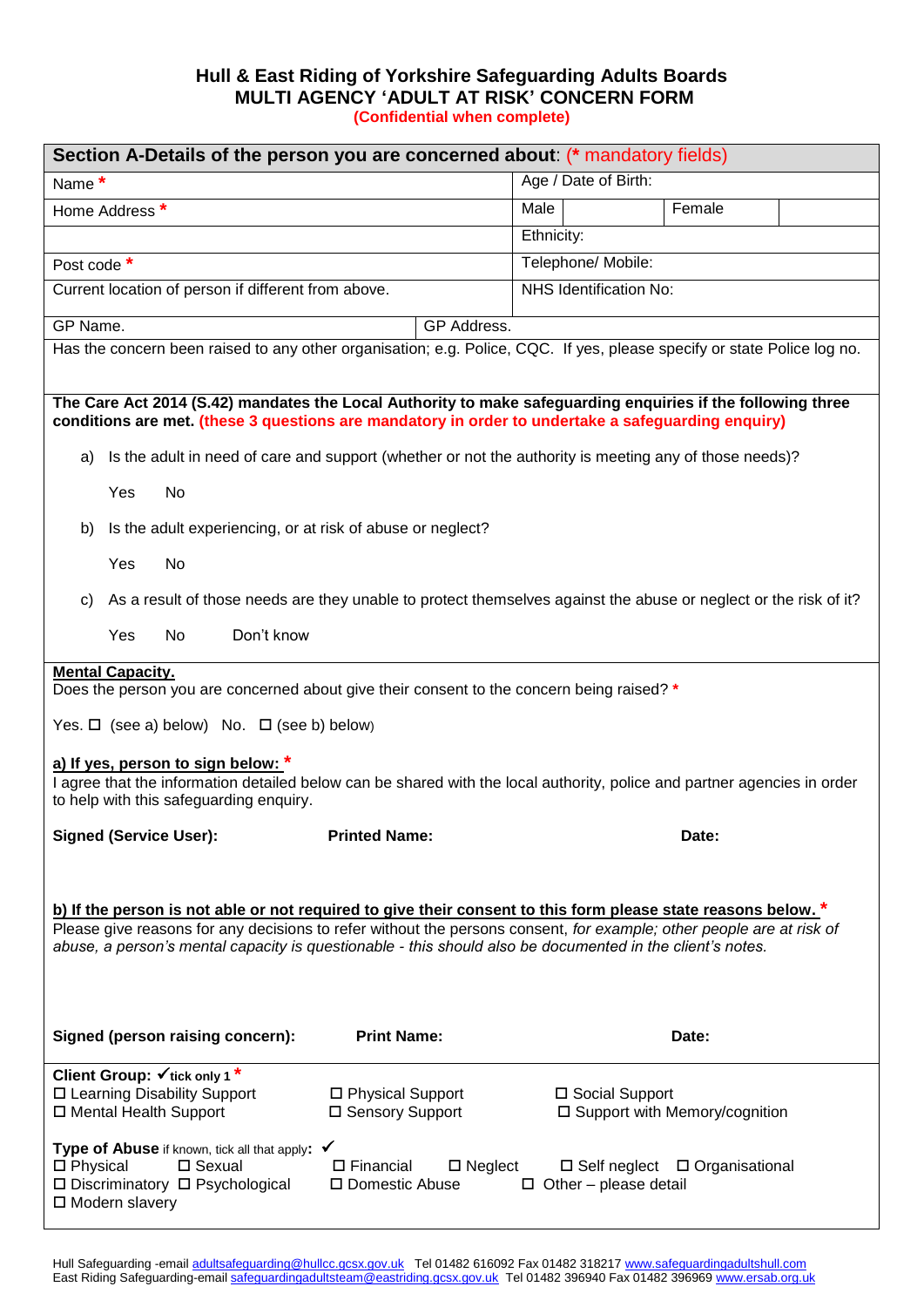# Hull & East Riding of Yorkshire Safeguarding Adults Boards
# MULTI AGENCY 'ADULT AT RISK' CONCERN FORM

**(Confidential when complete)**

| **Section A-Details of the person you are concerned about**: (* mandatory fields) | | | | |
|---|---|---|---|---|
| Name * | Age / Date of Birth: | | | |
| Home Address * | Male | | Female | |
| | Ethnicity: | | | |
| Post code * | Telephone/ Mobile: | | | |
| Current location of person if different from above. | NHS Identification No: | | | |
| GP Name. | GP Address. | | | |

Has the concern been raised to any other organisation; e.g. Police, CQC. If yes, please specify or state Police log no.

**The Care Act 2014 (S.42) mandates the Local Authority to make safeguarding enquiries if the following three conditions are met. (these 3 questions are mandatory in order to undertake a safeguarding enquiry)**

a) Is the adult in need of care and support (whether or not the authority is meeting any of those needs)?

Yes No

b) Is the adult experiencing, or at risk of abuse or neglect?

Yes No

c) As a result of those needs are they unable to protect themselves against the abuse or neglect or the risk of it?

Yes No Don't know

**Mental Capacity.**

Does the person you are concerned about give their consent to the concern being raised? *

Yes. ☐ (see a) below) No. ☐ (see b) below)

**a) If yes, person to sign below:** *

I agree that the information detailed below can be shared with the local authority, police and partner agencies in order to help with this safeguarding enquiry.

**Signed (Service User):** **Printed Name:** **Date:**

**b) If the person is not able or not required to give their consent to this form please state reasons below.** *

Please give reasons for any decisions to refer without the persons consent, *for example; other people are at risk of abuse, a person's mental capacity is questionable - this should also be documented in the client's notes.*

**Signed (person raising concern):** **Print Name:** **Date:**

**Client Group:** ✓**tick only 1** *

☐ Learning Disability Support ☐ Physical Support ☐ Social Support
☐ Mental Health Support ☐ Sensory Support ☐ Support with Memory/cognition

**Type of Abuse** if known, tick all that apply: ✓

☐ Physical ☐ Sexual ☐ Financial ☐ Neglect ☐ Self neglect ☐ Organisational
☐ Discriminatory ☐ Psychological ☐ Domestic Abuse ☐ Other – please detail
☐ Modern slavery

Hull Safeguarding -email adultsafeguarding@hullcc.gcsx.gov.uk Tel 01482 616092 Fax 01482 318217 www.safeguardingadultshull.com
East Riding Safeguarding-email safeguardingadultsteam@eastriding.gcsx.gov.uk Tel 01482 396940 Fax 01482 396969 www.ersab.org.uk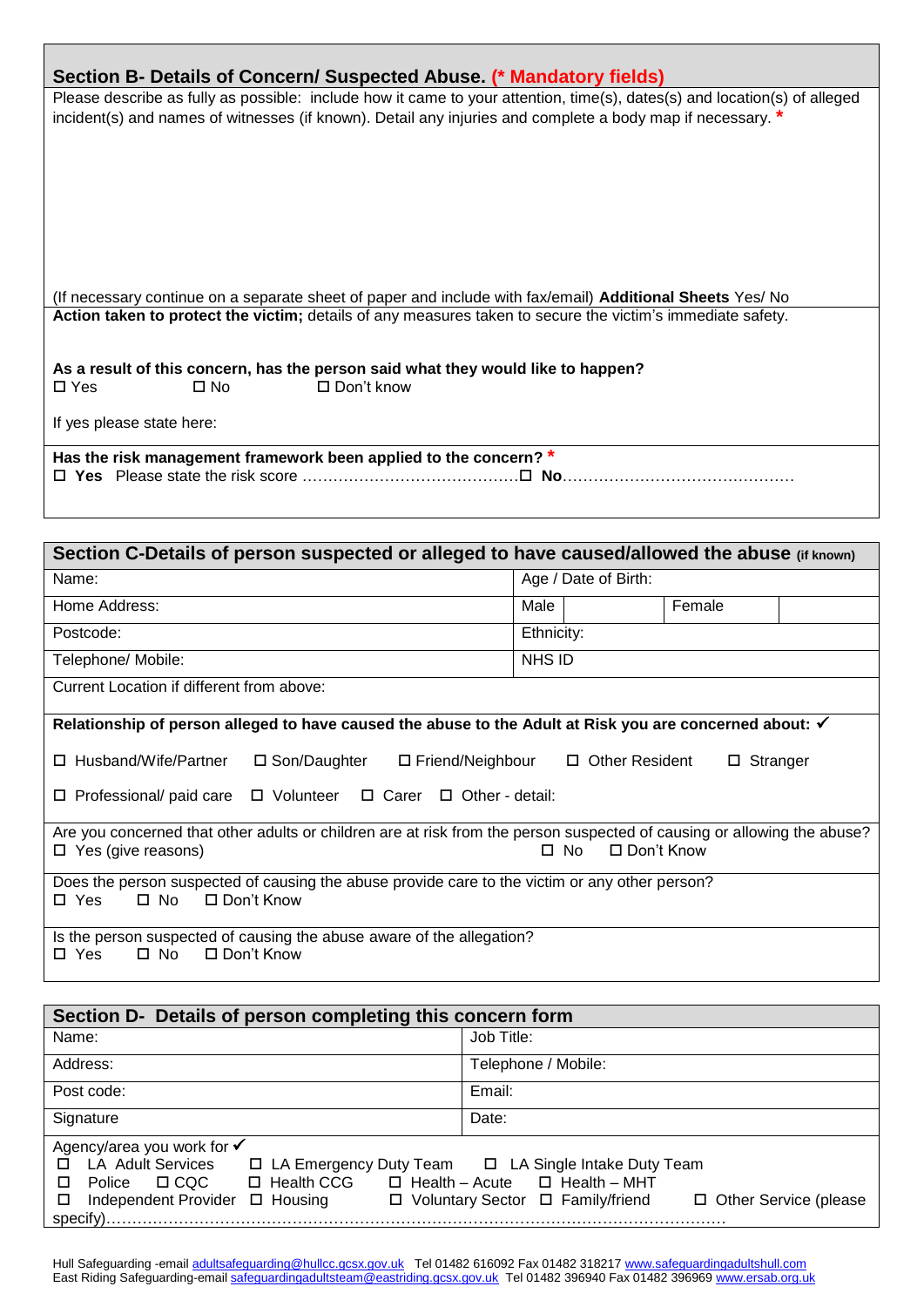## Section B- Details of Concern/ Suspected Abuse. (* Mandatory fields)

Please describe as fully as possible: include how it came to your attention, time(s), dates(s) and location(s) of alleged incident(s) and names of witnesses (if known). Detail any injuries and complete a body map if necessary. *

(If necessary continue on a separate sheet of paper and include with fax/email) **Additional Sheets** Yes/ No

**Action taken to protect the victim;** details of any measures taken to secure the victim's immediate safety.

**As a result of this concern, has the person said what they would like to happen?**
☐ Yes ☐ No ☐ Don't know

If yes please state here:

**Has the risk management framework been applied to the concern? ***
☐ **Yes** Please state the risk score ……………………………………☐ **No**………………………………………

## Section C-Details of person suspected or alleged to have caused/allowed the abuse (if known)

| | | | | |
|---|---|---|---|---|
| Name: | Age / Date of Birth: | | | |
| Home Address: | Male | | Female | |
| Postcode: | Ethnicity: | | | |
| Telephone/ Mobile: | NHS ID | | | |
| Current Location if different from above: | | | | |

**Relationship of person alleged to have caused the abuse to the Adult at Risk you are concerned about: ✓**

☐ Husband/Wife/Partner ☐ Son/Daughter ☐ Friend/Neighbour ☐ Other Resident ☐ Stranger

☐ Professional/ paid care ☐ Volunteer ☐ Carer ☐ Other - detail:

Are you concerned that other adults or children are at risk from the person suspected of causing or allowing the abuse?
☐ Yes (give reasons) ☐ No ☐ Don't Know

Does the person suspected of causing the abuse provide care to the victim or any other person?
☐ Yes ☐ No ☐ Don't Know

Is the person suspected of causing the abuse aware of the allegation?
☐ Yes ☐ No ☐ Don't Know

## Section D- Details of person completing this concern form

| | |
|---|---|
| Name: | Job Title: |
| Address: | Telephone / Mobile: |
| Post code: | Email: |
| Signature | Date: |

Agency/area you work for ✓
☐ LA Adult Services ☐ LA Emergency Duty Team ☐ LA Single Intake Duty Team
☐ Police ☐ CQC ☐ Health CCG ☐ Health – Acute ☐ Health – MHT
☐ Independent Provider ☐ Housing ☐ Voluntary Sector ☐ Family/friend ☐ Other Service (please specify)……………………………………………………………………………………………………

Hull Safeguarding -email adultsafeguarding@hullcc.gcsx.gov.uk Tel 01482 616092 Fax 01482 318217 www.safeguardingadultshull.com
East Riding Safeguarding-email safeguardingadultsteam@eastriding.gcsx.gov.uk Tel 01482 396940 Fax 01482 396969 www.ersab.org.uk